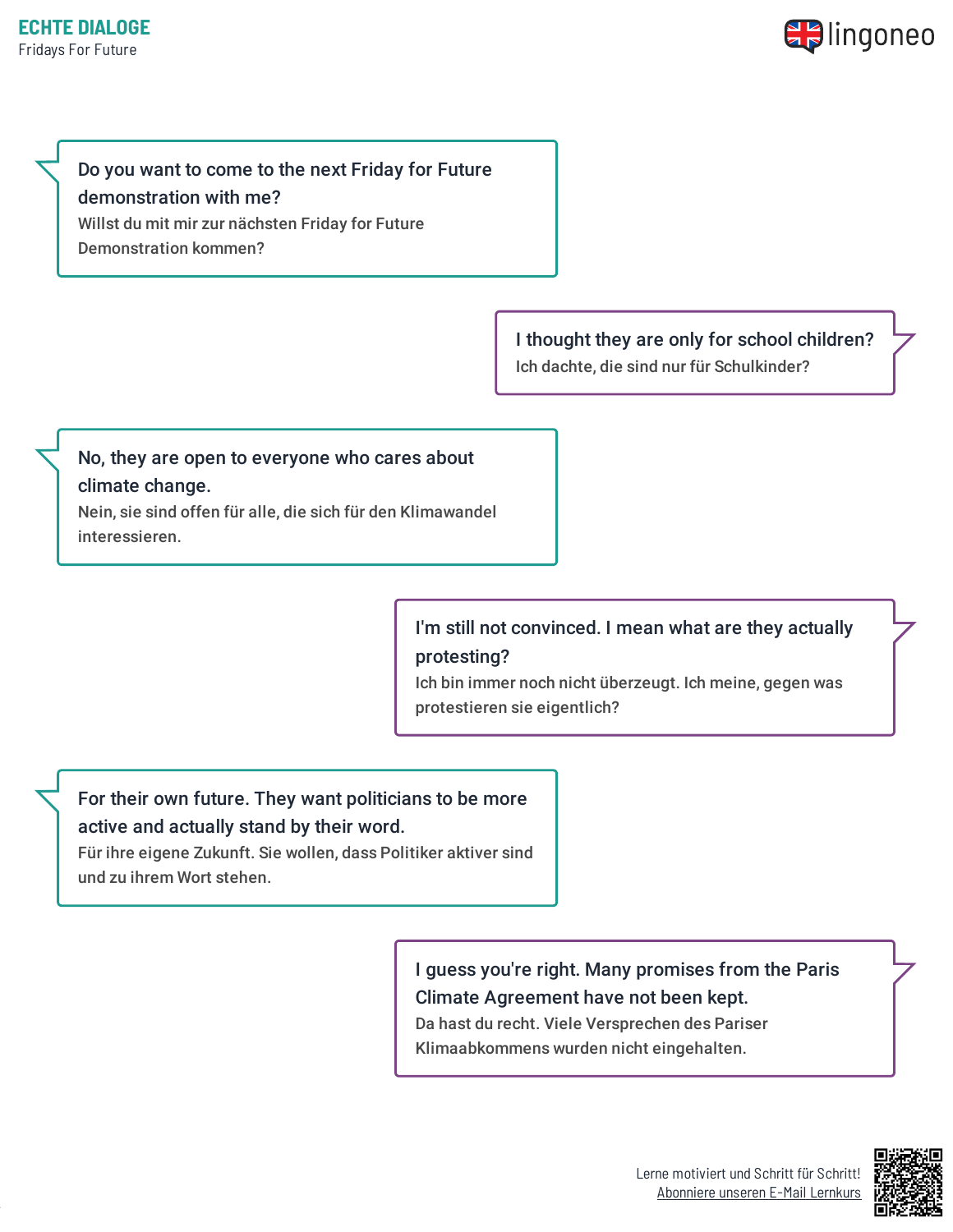**ECHTE DIALOGE**

Fridays For Future

Do you want to come to the next Friday for Future demonstration with me?
Willst du mit mir zur nächsten Friday for Future Demonstration kommen?

I thought they are only for school children?
Ich dachte, die sind nur für Schulkinder?

No, they are open to everyone who cares about climate change.
Nein, sie sind offen für alle, die sich für den Klimawandel interessieren.

I'm still not convinced. I mean what are they actually protesting?
Ich bin immer noch nicht überzeugt. Ich meine, gegen was protestieren sie eigentlich?

For their own future. They want politicians to be more active and actually stand by their word.
Für ihre eigene Zukunft. Sie wollen, dass Politiker aktiver sind und zu ihrem Wort stehen.

I guess you're right. Many promises from the Paris Climate Agreement have not been kept.
Da hast du recht. Viele Versprechen des Pariser Klimaabkommens wurden nicht eingehalten.

Lerne motiviert und Schritt für Schritt!
Abonniere unseren E-Mail Lernkurs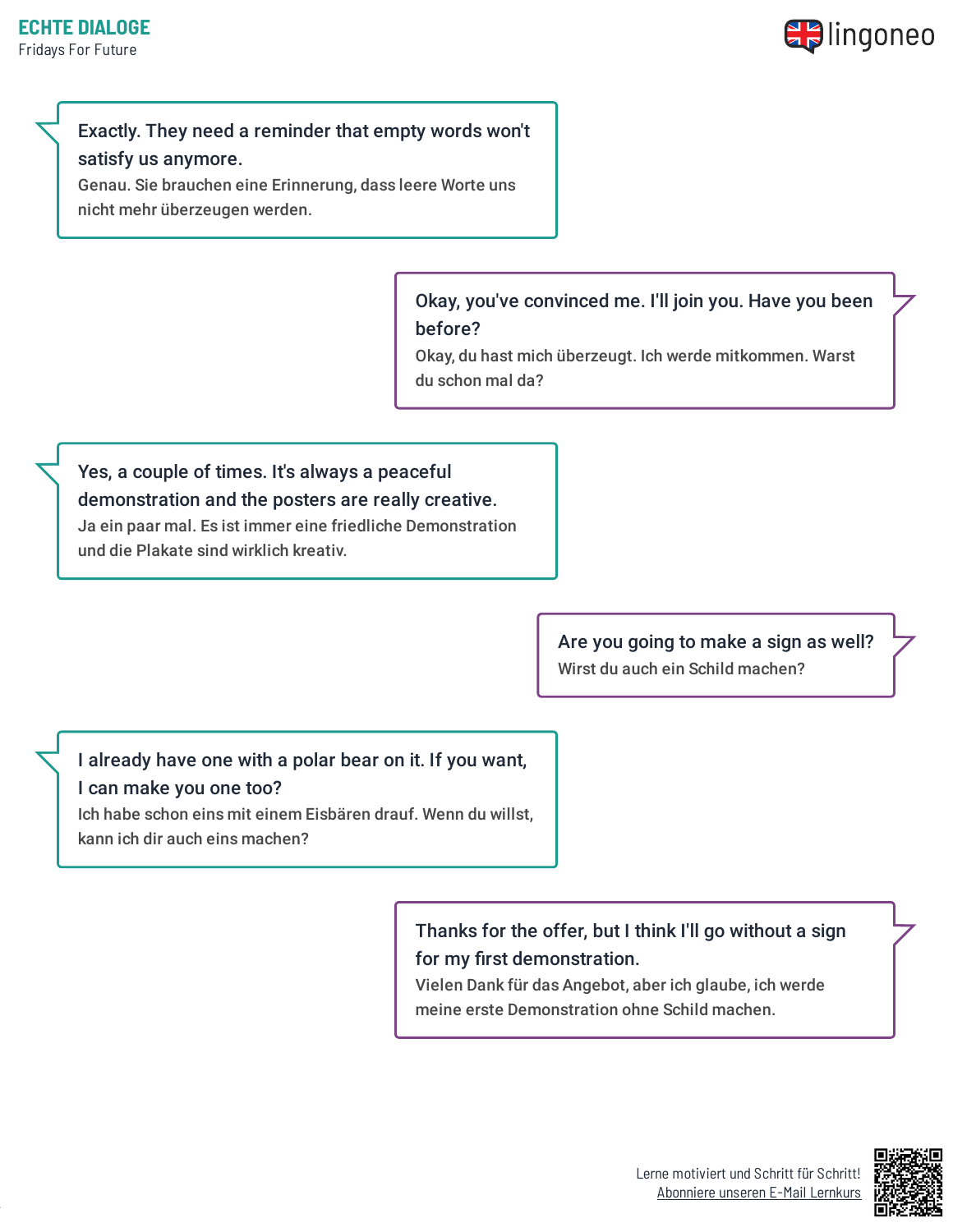Exactly. They need a reminder that empty words won't satisfy us anymore.
Genau. Sie brauchen eine Erinnerung, dass leere Worte uns nicht mehr überzeugen werden.

Okay, you've convinced me. I'll join you. Have you been before?
Okay, du hast mich überzeugt. Ich werde mitkommen. Warst du schon mal da?

Yes, a couple of times. It's always a peaceful demonstration and the posters are really creative.
Ja ein paar mal. Es ist immer eine friedliche Demonstration und die Plakate sind wirklich kreativ.

Are you going to make a sign as well?
Wirst du auch ein Schild machen?

I already have one with a polar bear on it. If you want, I can make you one too?
Ich habe schon eins mit einem Eisbären drauf. Wenn du willst, kann ich dir auch eins machen?

Thanks for the offer, but I think I'll go without a sign for my first demonstration.
Vielen Dank für das Angebot, aber ich glaube, ich werde meine erste Demonstration ohne Schild machen.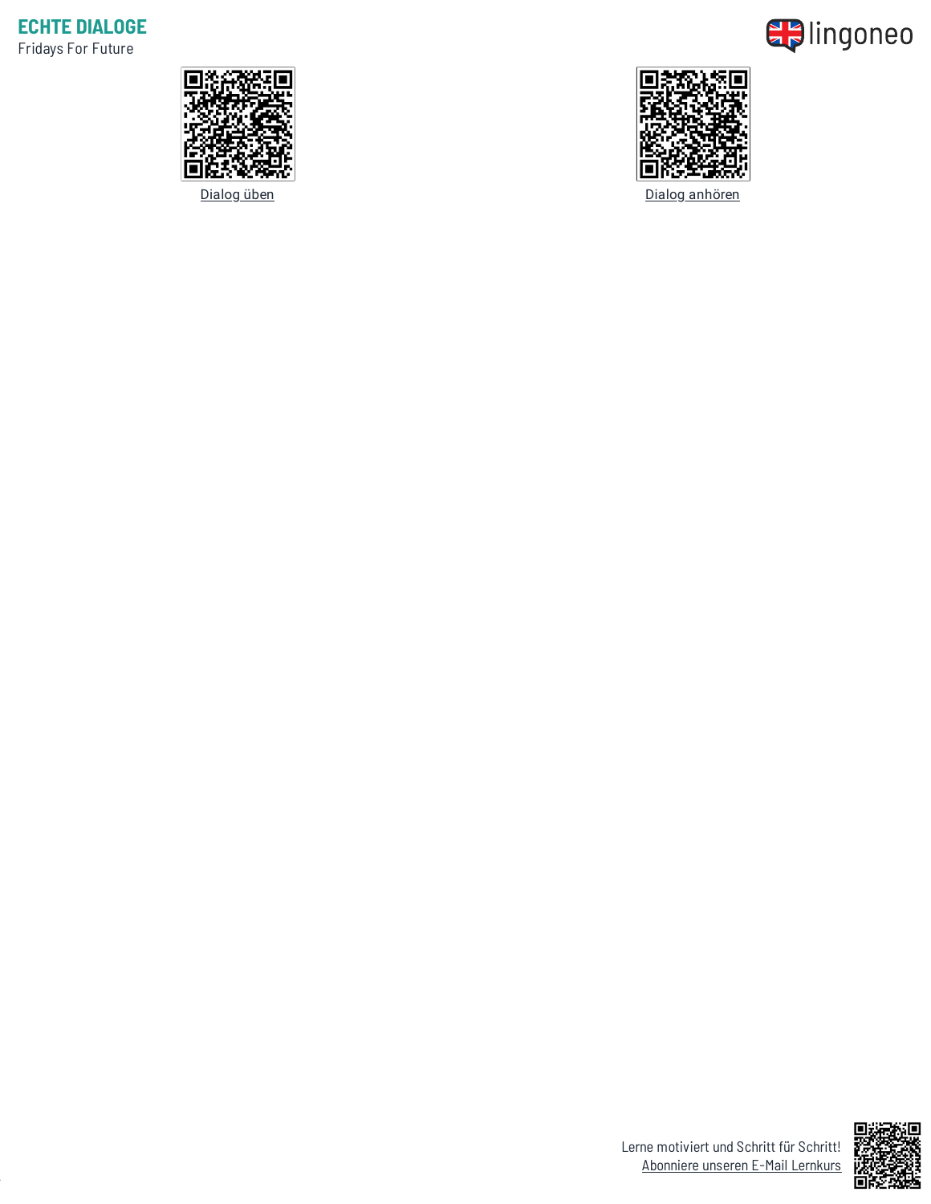Dialog üben

Dialog anhören